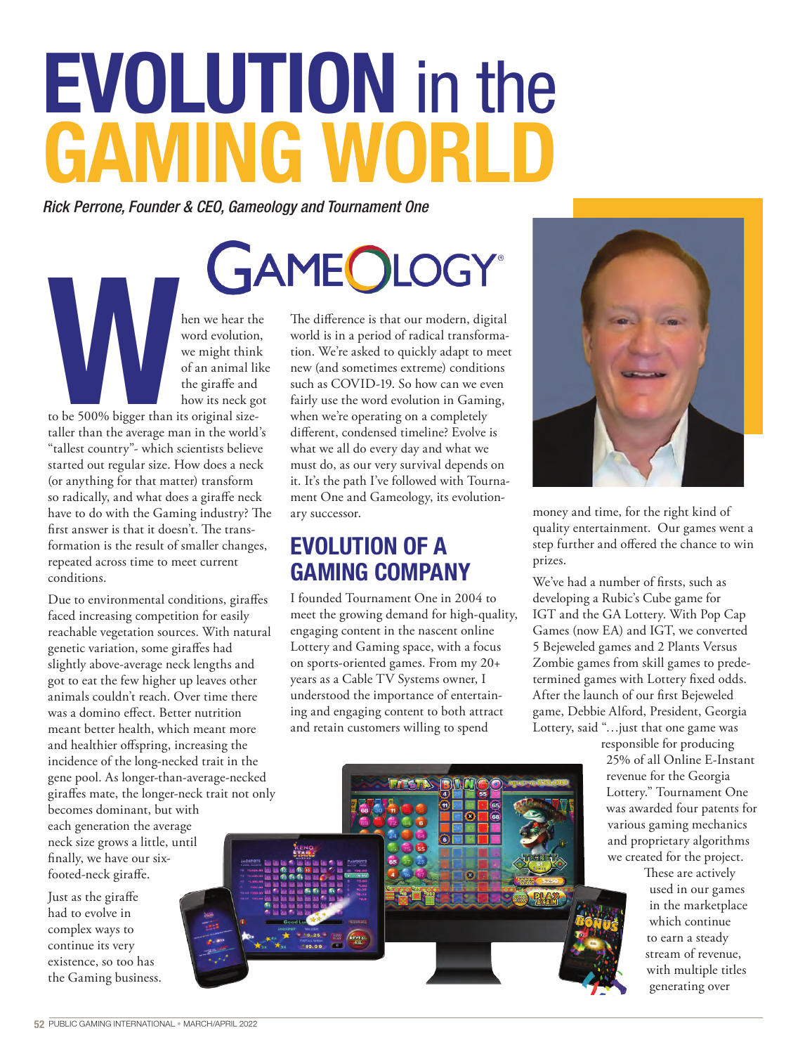# EVOLUTION in the GAMING WORLD

*Rick Perrone, Founder & CEO, Gameology and Tournament One*

When we hear the word evolution, we might think of an animal like the giraffe and how its neck got to be 500% bigger than its original size-taller than the average man in the world's "tallest country"- which scientists believe started out regular size. How does a neck (or anything for that matter) transform so radically, and what does a giraffe neck have to do with the Gaming industry? The first answer is that it doesn't. The transformation is the result of smaller changes, repeated across time to meet current conditions.

Due to environmental conditions, giraffes faced increasing competition for easily reachable vegetation sources. With natural genetic variation, some giraffes had slightly above-average neck lengths and got to eat the few higher up leaves other animals couldn't reach. Over time there was a domino effect. Better nutrition meant better health, which meant more and healthier offspring, increasing the incidence of the long-necked trait in the gene pool. As longer-than-average-necked giraffes mate, the longer-neck trait not only becomes dominant, but with each generation the average neck size grows a little, until finally, we have our six-footed-neck giraffe.

Just as the giraffe had to evolve in complex ways to continue its very existence, so too has the Gaming business. The difference is that our modern, digital world is in a period of radical transformation. We're asked to quickly adapt to meet new (and sometimes extreme) conditions such as COVID-19. So how can we even fairly use the word evolution in Gaming, when we're operating on a completely different, condensed timeline? Evolve is what we all do every day and what we must do, as our very survival depends on it. It's the path I've followed with Tournament One and Gameology, its evolutionary successor.

## EVOLUTION OF A GAMING COMPANY

I founded Tournament One in 2004 to meet the growing demand for high-quality, engaging content in the nascent online Lottery and Gaming space, with a focus on sports-oriented games. From my 20+ years as a Cable TV Systems owner, I understood the importance of entertaining and engaging content to both attract and retain customers willing to spend money and time, for the right kind of quality entertainment. Our games went a step further and offered the chance to win prizes.

We've had a number of firsts, such as developing a Rubic's Cube game for IGT and the GA Lottery. With Pop Cap Games (now EA) and IGT, we converted 5 Bejeweled games and 2 Plants Versus Zombie games from skill games to predetermined games with Lottery fixed odds. After the launch of our first Bejeweled game, Debbie Alford, President, Georgia Lottery, said "…just that one game was responsible for producing 25% of all Online E-Instant revenue for the Georgia Lottery." Tournament One was awarded four patents for various gaming mechanics and proprietary algorithms we created for the project. These are actively used in our games in the marketplace which continue to earn a steady stream of revenue, with multiple titles generating over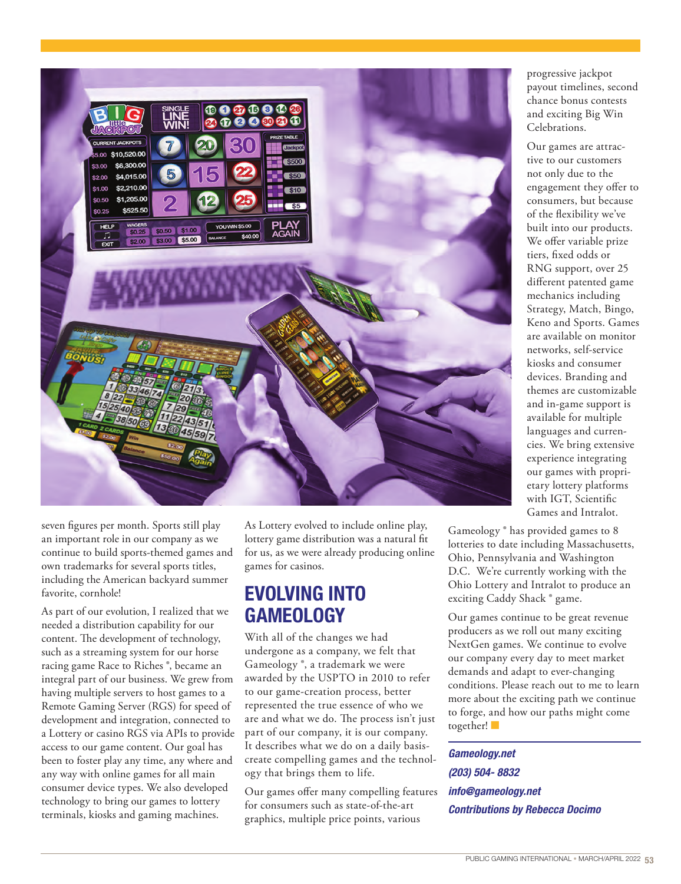seven figures per month. Sports still play an important role in our company as we continue to build sports-themed games and own trademarks for several sports titles, including the American backyard summer favorite, cornhole!

As part of our evolution, I realized that we needed a distribution capability for our content. The development of technology, such as a streaming system for our horse racing game Race to Riches ®, became an integral part of our business. We grew from having multiple servers to host games to a Remote Gaming Server (RGS) for speed of development and integration, connected to a Lottery or casino RGS via APIs to provide access to our game content. Our goal has been to foster play any time, any where and any way with online games for all main consumer device types. We also developed technology to bring our games to lottery terminals, kiosks and gaming machines.

As Lottery evolved to include online play, lottery game distribution was a natural fit for us, as we were already producing online games for casinos.

## EVOLVING INTO GAMEOLOGY

With all of the changes we had undergone as a company, we felt that Gameology ®, a trademark we were awarded by the USPTO in 2010 to refer to our game-creation process, better represented the true essence of who we are and what we do. The process isn't just part of our company, it is our company. It describes what we do on a daily basis-create compelling games and the technology that brings them to life.

Our games offer many compelling features for consumers such as state-of-the-art graphics, multiple price points, various progressive jackpot payout timelines, second chance bonus contests and exciting Big Win Celebrations.

Our games are attractive to our customers not only due to the engagement they offer to consumers, but because of the flexibility we've built into our products. We offer variable prize tiers, fixed odds or RNG support, over 25 different patented game mechanics including Strategy, Match, Bingo, Keno and Sports. Games are available on monitor networks, self-service kiosks and consumer devices. Branding and themes are customizable and in-game support is available for multiple languages and currencies. We bring extensive experience integrating our games with proprietary lottery platforms with IGT, Scientific Games and Intralot.

Gameology ® has provided games to 8 lotteries to date including Massachusetts, Ohio, Pennsylvania and Washington D.C. We're currently working with the Ohio Lottery and Intralot to produce an exciting Caddy Shack ® game.

Our games continue to be great revenue producers as we roll out many exciting NextGen games. We continue to evolve our company every day to meet market demands and adapt to ever-changing conditions. Please reach out to me to learn more about the exciting path we continue to forge, and how our paths might come together!

***Gameology.net***

***(203) 504- 8832***

***info@gameology.net***

***Contributions by Rebecca Docimo***